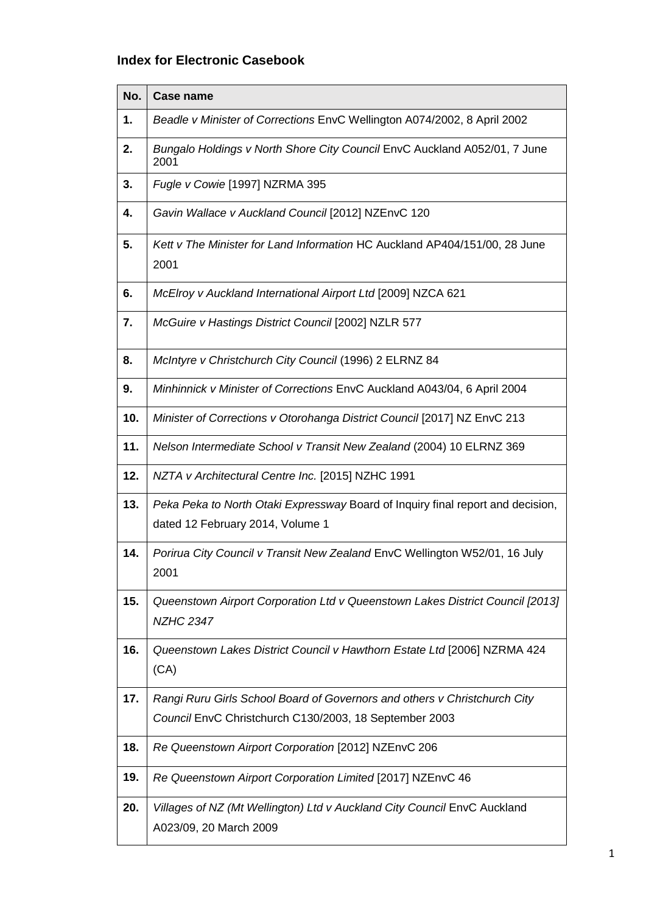### Index for Electronic Casebook

| No. | Case name |
|---|---|
| **1.** | *Beadle v Minister of Corrections* EnvC Wellington A074/2002, 8 April 2002 |
| **2.** | *Bungalo Holdings v North Shore City Council* EnvC Auckland A052/01, 7 June 2001 |
| **3.** | *Fugle v Cowie* [1997] NZRMA 395 |
| **4.** | *Gavin Wallace v Auckland Council* [2012] NZEnvC 120 |
| **5.** | *Kett v The Minister for Land Information* HC Auckland AP404/151/00, 28 June 2001 |
| **6.** | *McElroy v Auckland International Airport Ltd* [2009] NZCA 621 |
| **7.** | *McGuire v Hastings District Council* [2002] NZLR 577 |
| **8.** | *McIntyre v Christchurch City Council* (1996) 2 ELRNZ 84 |
| **9.** | *Minhinnick v Minister of Corrections* EnvC Auckland A043/04, 6 April 2004 |
| **10.** | *Minister of Corrections v Otorohanga District Council* [2017] NZ EnvC 213 |
| **11.** | *Nelson Intermediate School v Transit New Zealand* (2004) 10 ELRNZ 369 |
| **12.** | *NZTA v Architectural Centre Inc.* [2015] NZHC 1991 |
| **13.** | *Peka Peka to North Otaki Expressway* Board of Inquiry final report and decision, dated 12 February 2014, Volume 1 |
| **14.** | *Porirua City Council v Transit New Zealand* EnvC Wellington W52/01, 16 July 2001 |
| **15.** | *Queenstown Airport Corporation Ltd v Queenstown Lakes District Council [2013] NZHC 2347* |
| **16.** | *Queenstown Lakes District Council v Hawthorn Estate Ltd* [2006] NZRMA 424 (CA) |
| **17.** | *Rangi Ruru Girls School Board of Governors and others v Christchurch City Council* EnvC Christchurch C130/2003, 18 September 2003 |
| **18.** | *Re Queenstown Airport Corporation* [2012] NZEnvC 206 |
| **19.** | *Re Queenstown Airport Corporation Limited* [2017] NZEnvC 46 |
| **20.** | *Villages of NZ (Mt Wellington) Ltd v Auckland City Council* EnvC Auckland A023/09, 20 March 2009 |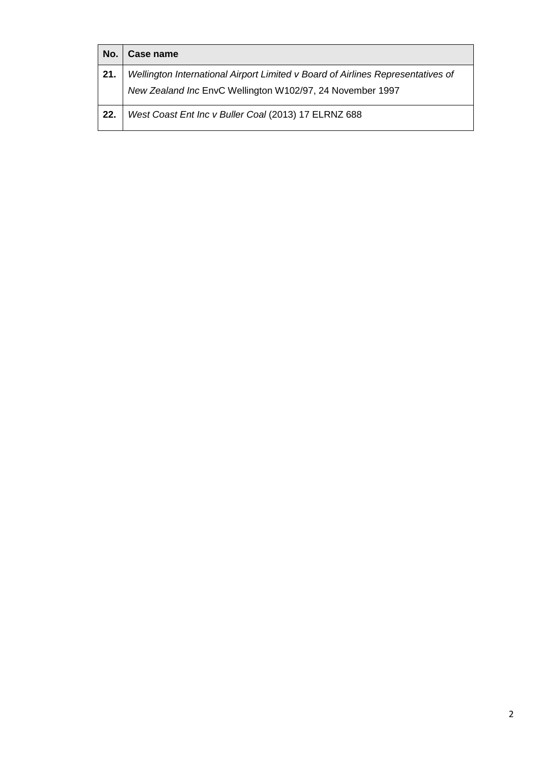| No. | Case name |
|---|---|
| **21.** | *Wellington International Airport Limited v Board of Airlines Representatives of New Zealand Inc* EnvC Wellington W102/97, 24 November 1997 |
| **22.** | *West Coast Ent Inc v Buller Coal* (2013) 17 ELRNZ 688 |